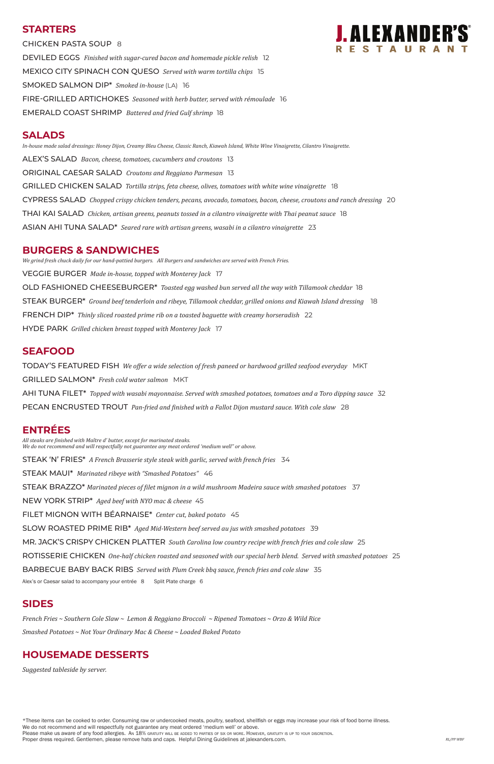# J. ALEXANDER'S RESTAURANT

## STARTERS

CHICKEN PASTA SOUP 8

DEVILED EGGS *Finished with sugar-cured bacon and homemade pickle relish* 12

MEXICO CITY SPINACH CON QUESO *Served with warm tortilla chips* 15

SMOKED SALMON DIP* *Smoked in-house* (LA) 16

FIRE-GRILLED ARTICHOKES *Seasoned with herb butter, served with rémoulade* 16

EMERALD COAST SHRIMP *Battered and fried Gulf shrimp* 18

## SALADS

*In-house made salad dressings: Honey Dijon, Creamy Bleu Cheese, Classic Ranch, Kiawah Island, White Wine Vinaigrette, Cilantro Vinaigrette.*

ALEX'S SALAD *Bacon, cheese, tomatoes, cucumbers and croutons* 13

ORIGINAL CAESAR SALAD *Croutons and Reggiano Parmesan* 13

GRILLED CHICKEN SALAD *Tortilla strips, feta cheese, olives, tomatoes with white wine vinaigrette* 18

CYPRESS SALAD *Chopped crispy chicken tenders, pecans, avocado, tomatoes, bacon, cheese, croutons and ranch dressing* 20

THAI KAI SALAD *Chicken, artisan greens, peanuts tossed in a cilantro vinaigrette with Thai peanut sauce* 18

ASIAN AHI TUNA SALAD* *Seared rare with artisan greens, wasabi in a cilantro vinaigrette* 23

## BURGERS & SANDWICHES

*We grind fresh chuck daily for our hand-pattied burgers. All Burgers and sandwiches are served with French Fries.*

VEGGIE BURGER *Made in-house, topped with Monterey Jack* 17

OLD FASHIONED CHEESEBURGER* *Toasted egg washed bun served all the way with Tillamook cheddar* 18

STEAK BURGER* *Ground beef tenderloin and ribeye, Tillamook cheddar, grilled onions and Kiawah Island dressing* 18

FRENCH DIP* *Thinly sliced roasted prime rib on a toasted baguette with creamy horseradish* 22

HYDE PARK *Grilled chicken breast topped with Monterey Jack* 17

## SEAFOOD

TODAY'S FEATURED FISH *We offer a wide selection of fresh paneed or hardwood grilled seafood everyday* MKT

GRILLED SALMON* *Fresh cold water salmon* MKT

AHI TUNA FILET* *Topped with wasabi mayonnaise. Served with smashed potatoes, tomatoes and a Toro dipping sauce* 32

PECAN ENCRUSTED TROUT *Pan-fried and finished with a Fallot Dijon mustard sauce. With cole slaw* 28

## ENTRÉES

*All steaks are finished with Maître d' butter, except for marinated steaks.*
*We do not recommend and will respectfully not guarantee any meat ordered "medium well" or above.*

STEAK 'N' FRIES* *A French Brasserie style steak with garlic, served with french fries* 34

STEAK MAUI* *Marinated ribeye with "Smashed Potatoes"* 46

STEAK BRAZZO* *Marinated pieces of filet mignon in a wild mushroom Madeira sauce with smashed potatoes* 37

NEW YORK STRIP* *Aged beef with NYO mac & cheese* 45

FILET MIGNON WITH BÉARNAISE* *Center cut, baked potato* 45

SLOW ROASTED PRIME RIB* *Aged Mid-Western beef served au jus with smashed potatoes* 39

MR. JACK'S CRISPY CHICKEN PLATTER *South Carolina low country recipe with french fries and cole slaw* 25

ROTISSERIE CHICKEN *One-half chicken roasted and seasoned with our special herb blend. Served with smashed potatoes* 25

BARBECUE BABY BACK RIBS *Served with Plum Creek bbq sauce, french fries and cole slaw* 35

Alex's or Caesar salad to accompany your entrée 8 Split Plate charge 6

## SIDES

*French Fries ~ Southern Cole Slaw ~ Lemon & Reggiano Broccoli ~ Ripened Tomatoes ~ Orzo & Wild Rice*

*Smashed Potatoes ~ Not Your Ordinary Mac & Cheese ~ Loaded Baked Potato*

## HOUSEMADE DESSERTS

*Suggested tableside by server.*

*These items can be cooked to order. Consuming raw or undercooked meats, poultry, seafood, shellfish or eggs may increase your risk of food borne illness.
We do not recommend and will respectfully not guarantee any meat ordered 'medium well' or above.
Please make us aware of any food allergies. An 18% gratuity will be added to parties of six or more. However, gratuity is up to your discretion.
Proper dress required. Gentlemen, please remove hats and caps. Helpful Dining Guidelines at jalexanders.com.

*RL/PP WBF*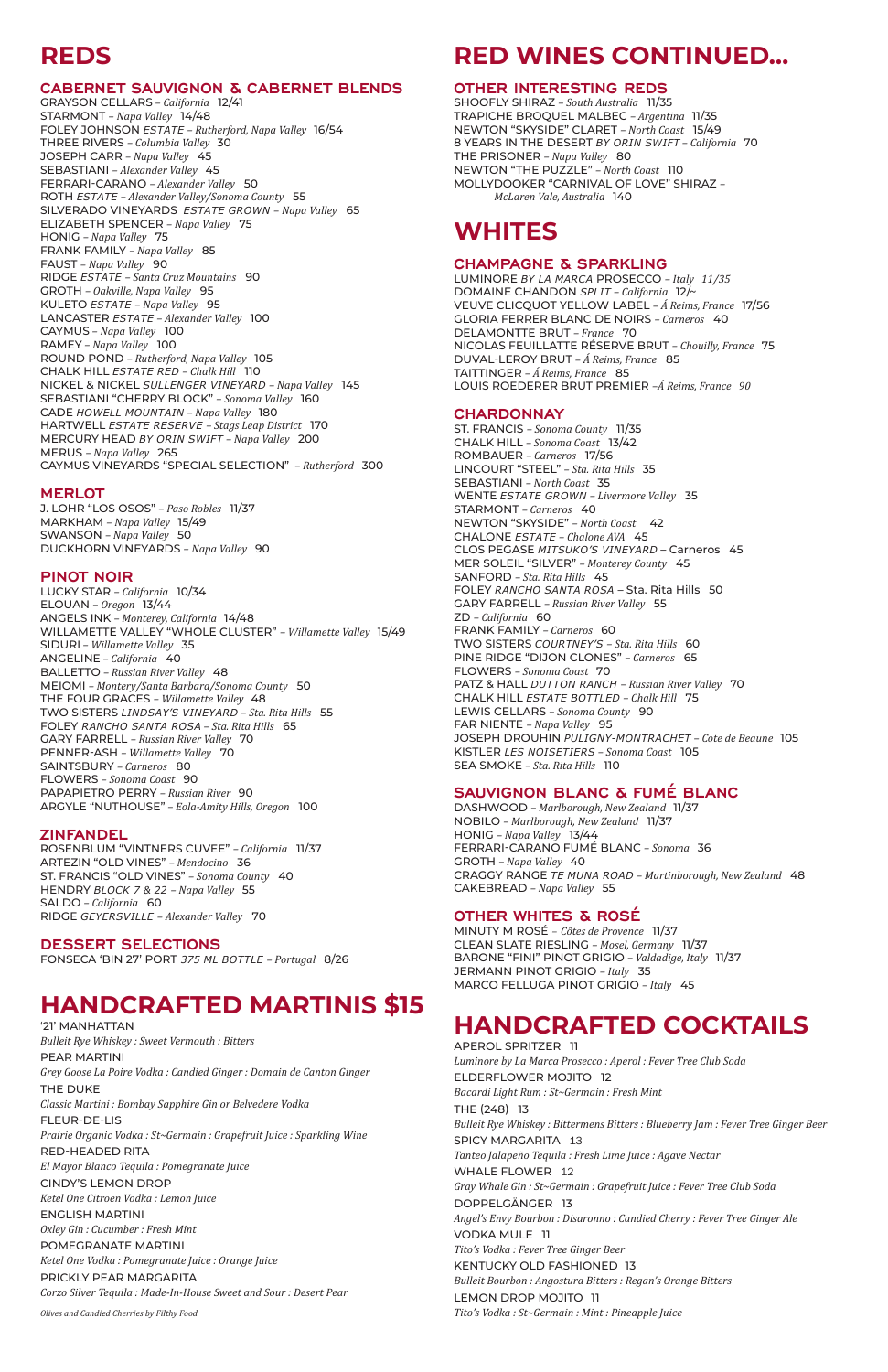# REDS

## CABERNET SAUVIGNON & CABERNET BLENDS

GRAYSON CELLARS – *California* 12/41
STARMONT – *Napa Valley* 14/48
FOLEY JOHNSON *ESTATE – Rutherford, Napa Valley* 16/54
THREE RIVERS – *Columbia Valley* 30
JOSEPH CARR – *Napa Valley* 45
SEBASTIANI – *Alexander Valley* 45
FERRARI-CARANO – *Alexander Valley* 50
ROTH *ESTATE – Alexander Valley/Sonoma County* 55
SILVERADO VINEYARDS *ESTATE GROWN – Napa Valley* 65
ELIZABETH SPENCER – *Napa Valley* 75
HONIG – *Napa Valley* 75
FRANK FAMILY – *Napa Valley* 85
FAUST – *Napa Valley* 90
RIDGE *ESTATE – Santa Cruz Mountains* 90
GROTH – *Oakville, Napa Valley* 95
KULETO *ESTATE – Napa Valley* 95
LANCASTER *ESTATE – Alexander Valley* 100
CAYMUS – *Napa Valley* 100
RAMEY – *Napa Valley* 100
ROUND POND – *Rutherford, Napa Valley* 105
CHALK HILL *ESTATE RED – Chalk Hill* 110
NICKEL & NICKEL *SULLENGER VINEYARD – Napa Valley* 145
SEBASTIANI "CHERRY BLOCK" – *Sonoma Valley* 160
CADE *HOWELL MOUNTAIN – Napa Valley* 180
HARTWELL *ESTATE RESERVE – Stags Leap District* 170
MERCURY HEAD *BY ORIN SWIFT – Napa Valley* 200
MERUS – *Napa Valley* 265
CAYMUS VINEYARDS "SPECIAL SELECTION" – *Rutherford* 300

## MERLOT

J. LOHR "LOS OSOS" – *Paso Robles* 11/37
MARKHAM – *Napa Valley* 15/49
SWANSON – *Napa Valley* 50
DUCKHORN VINEYARDS – *Napa Valley* 90

## PINOT NOIR

LUCKY STAR – *California* 10/34
ELOUAN – *Oregon* 13/44
ANGELS INK – *Monterey, California* 14/48
WILLAMETTE VALLEY "WHOLE CLUSTER" – *Willamette Valley* 15/49
SIDURI – *Willamette Valley* 35
ANGELINE – *California* 40
BALLETTO – *Russian River Valley* 48
MEIOMI – *Montery/Santa Barbara/Sonoma County* 50
THE FOUR GRACES – *Willamette Valley* 48
TWO SISTERS *LINDSAY'S VINEYARD – Sta. Rita Hills* 55
FOLEY *RANCHO SANTA ROSA – Sta. Rita Hills* 65
GARY FARRELL – *Russian River Valley* 70
PENNER-ASH – *Willamette Valley* 70
SAINTSBURY – *Carneros* 80
FLOWERS – *Sonoma Coast* 90
PAPAPIETRO PERRY – *Russian River* 90
ARGYLE "NUTHOUSE" – *Eola-Amity Hills, Oregon* 100

## ZINFANDEL

ROSENBLUM "VINTNERS CUVEE" – *California* 11/37
ARTEZIN "OLD VINES" – *Mendocino* 36
ST. FRANCIS "OLD VINES" – *Sonoma County* 40
HENDRY *BLOCK 7 & 22 – Napa Valley* 55
SALDO – *California* 60
RIDGE *GEYERSVILLE – Alexander Valley* 70

## DESSERT SELECTIONS

FONSECA 'BIN 27' PORT *375 ML BOTTLE – Portugal* 8/26

# HANDCRAFTED MARTINIS $15

'21' MANHATTAN
*Bulleit Rye Whiskey : Sweet Vermouth : Bitters*

PEAR MARTINI
*Grey Goose La Poire Vodka : Candied Ginger : Domain de Canton Ginger*

THE DUKE
*Classic Martini : Bombay Sapphire Gin or Belvedere Vodka*

FLEUR-DE-LIS
*Prairie Organic Vodka : St~Germain : Grapefruit Juice : Sparkling Wine*

RED-HEADED RITA
*El Mayor Blanco Tequila : Pomegranate Juice*

CINDY'S LEMON DROP
*Ketel One Citroen Vodka : Lemon Juice*

ENGLISH MARTINI
*Oxley Gin : Cucumber : Fresh Mint*

POMEGRANATE MARTINI
*Ketel One Vodka : Pomegranate Juice : Orange Juice*

PRICKLY PEAR MARGARITA
*Corzo Silver Tequila : Made-In-House Sweet and Sour : Desert Pear*

*Olives and Candied Cherries by Filthy Food*

# RED WINES CONTINUED...

## OTHER INTERESTING REDS

SHOOFLY SHIRAZ – *South Australia* 11/35
TRAPICHE BROQUEL MALBEC – *Argentina* 11/35
NEWTON "SKYSIDE" CLARET – *North Coast* 15/49
8 YEARS IN THE DESERT *BY ORIN SWIFT – California* 70
THE PRISONER – *Napa Valley* 80
NEWTON "THE PUZZLE" – *North Coast* 110
MOLLYDOOKER "CARNIVAL OF LOVE" SHIRAZ – *McLaren Vale, Australia* 140

# WHITES

## CHAMPAGNE & SPARKLING

LUMINORE *BY LA MARCA* PROSECCO – *Italy 11/35*
DOMAINE CHANDON *SPLIT – California* 12/~
VEUVE CLICQUOT YELLOW LABEL – *Á Reims, France* 17/56
GLORIA FERRER BLANC DE NOIRS – *Carneros* 40
DELAMONTE BRUT – *France* 70
NICOLAS FEUILLATTE RÉSERVE BRUT – *Chouilly, France* 75
DUVAL-LEROY BRUT – *Á Reims, France* 85
TAITTINGER – *Á Reims, France* 85
LOUIS ROEDERER BRUT PREMIER –*Á Reims, France 90*

## CHARDONNAY

ST. FRANCIS – *Sonoma County* 11/35
CHALK HILL – *Sonoma Coast* 13/42
ROMBAUER – *Carneros* 17/56
LINCOURT "STEEL" – *Sta. Rita Hills* 35
SEBASTIANI – *North Coast* 35
WENTE *ESTATE GROWN – Livermore Valley* 35
STARMONT – *Carneros* 40
NEWTON "SKYSIDE" – *North Coast* 42
CHALONE *ESTATE – Chalone AVA* 45
CLOS PEGASE *MITSUKO'S VINEYARD* – Carneros 45
MER SOLEIL "SILVER" – *Monterey County* 45
SANFORD – *Sta. Rita Hills* 45
FOLEY *RANCHO SANTA ROSA* – Sta. Rita Hills 50
GARY FARRELL – *Russian River Valley* 55
ZD – *California* 60
FRANK FAMILY – *Carneros* 60
TWO SISTERS *COURTNEY'S – Sta. Rita Hills* 60
PINE RIDGE "DIJON CLONES" – *Carneros* 65
FLOWERS – *Sonoma Coast* 70
PATZ & HALL *DUTTON RANCH – Russian River Valley* 70
CHALK HILL *ESTATE BOTTLED – Chalk Hill* 75
LEWIS CELLARS – *Sonoma County* 90
FAR NIENTE – *Napa Valley* 95
JOSEPH DROUHIN *PULIGNY-MONTRACHET – Cote de Beaune* 105
KISTLER *LES NOISETIERS – Sonoma Coast* 105
SEA SMOKE – *Sta. Rita Hills* 110

## SAUVIGNON BLANC & FUMÉ BLANC

DASHWOOD – *Marlborough, New Zealand* 11/37
NOBILO – *Marlborough, New Zealand* 11/37
HONIG – *Napa Valley* 13/44
FERRARI-CARANO FUMÉ BLANC – *Sonoma* 36
GROTH – *Napa Valley* 40
CRAGGY RANGE *TE MUNA ROAD – Martinborough, New Zealand* 48
CAKEBREAD – *Napa Valley* 55

## OTHER WHITES & ROSÉ

MINUTY M ROSÉ – *Côtes de Provence* 11/37
CLEAN SLATE RIESLING – *Mosel, Germany* 11/37
BARONE "FINI" PINOT GRIGIO – *Valdadige, Italy* 11/37
JERMANN PINOT GRIGIO – *Italy* 35
MARCO FELLUGA PINOT GRIGIO – *Italy* 45

# HANDCRAFTED COCKTAILS

APEROL SPRITZER 11
*Luminore by La Marca Prosecco : Aperol : Fever Tree Club Soda*

ELDERFLOWER MOJITO 12
*Bacardi Light Rum : St~Germain : Fresh Mint*

THE (248) 13
*Bulleit Rye Whiskey : Bittermens Bitters : Blueberry Jam : Fever Tree Ginger Beer*

SPICY MARGARITA 13
*Tanteo Jalapeño Tequila : Fresh Lime Juice : Agave Nectar*

WHALE FLOWER 12
*Gray Whale Gin : St~Germain : Grapefruit Juice : Fever Tree Club Soda*

DOPPELGÄNGER 13
*Angel's Envy Bourbon : Disaronno : Candied Cherry : Fever Tree Ginger Ale*

VODKA MULE 11
*Tito's Vodka : Fever Tree Ginger Beer*

KENTUCKY OLD FASHIONED 13
*Bulleit Bourbon : Angostura Bitters : Regan's Orange Bitters*

LEMON DROP MOJITO 11
*Tito's Vodka : St~Germain : Mint : Pineapple Juice*